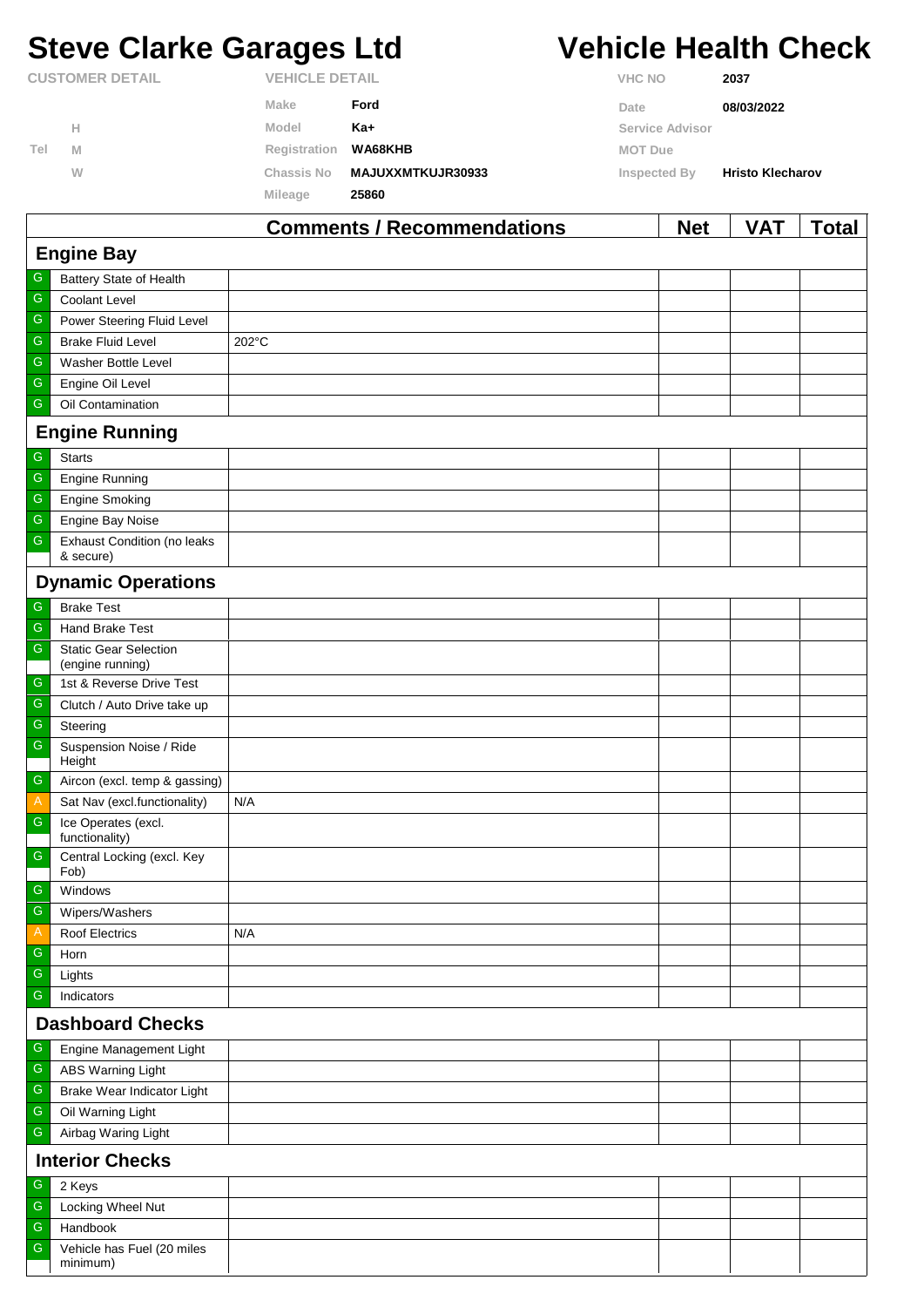# Steve Clarke Garages Ltd

# Vehicle Health Check

| CUSTOMER DETAIL | | VEHICLE DETAIL | | VHC NO | 2037 |
|---|---|---|---|---|---|
| | | Make | Ford | Date | 08/03/2022 |
| | H | Model | Ka+ | Service Advisor | |
| Tel | M | Registration | WA68KHB | MOT Due | |
| | W | Chassis No | MAJUXXMTKUJR30933 | Inspected By | Hristo Klecharov |
| | | Mileage | 25860 | | |

| | | Comments / Recommendations | Net | VAT | Total |
|---|---|---|---|---|---|
| **Engine Bay** | | | | | |
| G | Battery State of Health | | | | |
| G | Coolant Level | | | | |
| G | Power Steering Fluid Level | | | | |
| G | Brake Fluid Level | 202°C | | | |
| G | Washer Bottle Level | | | | |
| G | Engine Oil Level | | | | |
| G | Oil Contamination | | | | |
| **Engine Running** | | | | | |
| G | Starts | | | | |
| G | Engine Running | | | | |
| G | Engine Smoking | | | | |
| G | Engine Bay Noise | | | | |
| G | Exhaust Condition (no leaks & secure) | | | | |
| **Dynamic Operations** | | | | | |
| G | Brake Test | | | | |
| G | Hand Brake Test | | | | |
| G | Static Gear Selection (engine running) | | | | |
| G | 1st & Reverse Drive Test | | | | |
| G | Clutch / Auto Drive take up | | | | |
| G | Steering | | | | |
| G | Suspension Noise / Ride Height | | | | |
| G | Aircon (excl. temp & gassing) | | | | |
| A | Sat Nav (excl.functionality) | N/A | | | |
| G | Ice Operates (excl. functionality) | | | | |
| G | Central Locking (excl. Key Fob) | | | | |
| G | Windows | | | | |
| G | Wipers/Washers | | | | |
| A | Roof Electrics | N/A | | | |
| G | Horn | | | | |
| G | Lights | | | | |
| G | Indicators | | | | |
| **Dashboard Checks** | | | | | |
| G | Engine Management Light | | | | |
| G | ABS Warning Light | | | | |
| G | Brake Wear Indicator Light | | | | |
| G | Oil Warning Light | | | | |
| G | Airbag Waring Light | | | | |
| **Interior Checks** | | | | | |
| G | 2 Keys | | | | |
| G | Locking Wheel Nut | | | | |
| G | Handbook | | | | |
| G | Vehicle has Fuel (20 miles minimum) | | | | |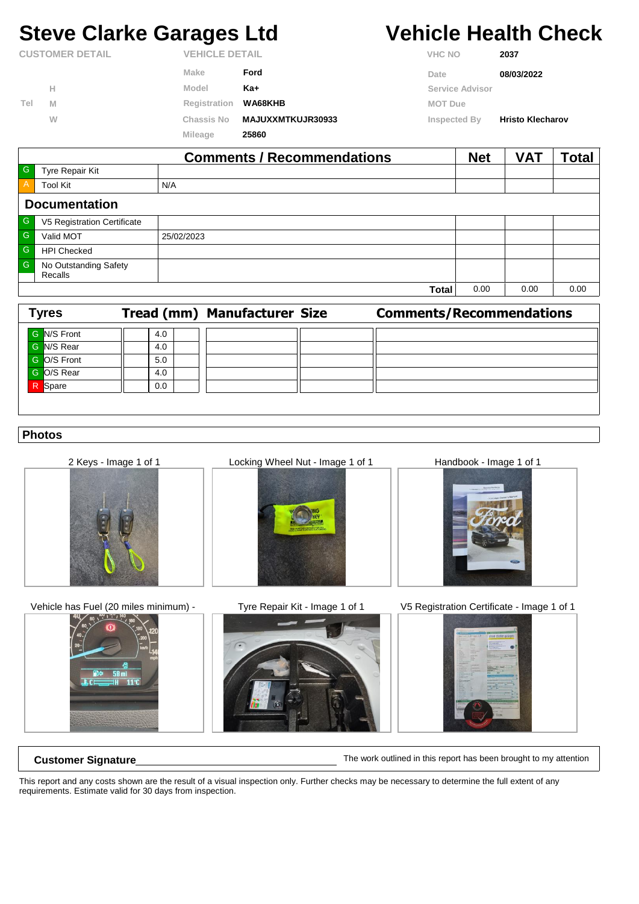# Steve Clarke Garages Ltd

# Vehicle Health Check

| CUSTOMER DETAIL | | VEHICLE DETAIL | | | |
|---|---|---|---|---|---|
| | | Make | Ford | Date | 08/03/2022 |
| | H | Model | Ka+ | Service Advisor | |
| Tel | M | Registration | WA68KHB | MOT Due | |
| | W | Chassis No | MAJUXXMTKUJR30933 | Inspected By | Hristo Klecharov |
| | | Mileage | 25860 | | |

VHC NO **2037**

| | | Comments / Recommendations | Net | VAT | Total |
|---|---|---|---|---|---|
| G | Tyre Repair Kit | | | | |
| A | Tool Kit | N/A | | | |
| | **Documentation** | | | | |
| G | V5 Registration Certificate | | | | |
| G | Valid MOT | 25/02/2023 | | | |
| G | HPI Checked | | | | |
| G | No Outstanding Safety Recalls | | | | |
| | | **Total** | 0.00 | 0.00 | 0.00 |

| Tyres | Tread (mm) | Manufacturer | Size | Comments/Recommendations |
|---|---|---|---|---|
| G N/S Front | 4.0 | | | |
| G N/S Rear | 4.0 | | | |
| G O/S Front | 5.0 | | | |
| G O/S Rear | 4.0 | | | |
| R Spare | 0.0 | | | |

## Photos

2 Keys - Image 1 of 1

Locking Wheel Nut - Image 1 of 1

Handbook - Image 1 of 1

Vehicle has Fuel (20 miles minimum) -

Tyre Repair Kit - Image 1 of 1

V5 Registration Certificate - Image 1 of 1

**Customer Signature**\_\_\_\_\_\_\_\_\_\_\_\_\_\_\_\_\_\_\_\_\_\_\_\_\_\_\_\_\_\_ The work outlined in this report has been brought to my attention

This report and any costs shown are the result of a visual inspection only. Further checks may be necessary to determine the full extent of any requirements. Estimate valid for 30 days from inspection.